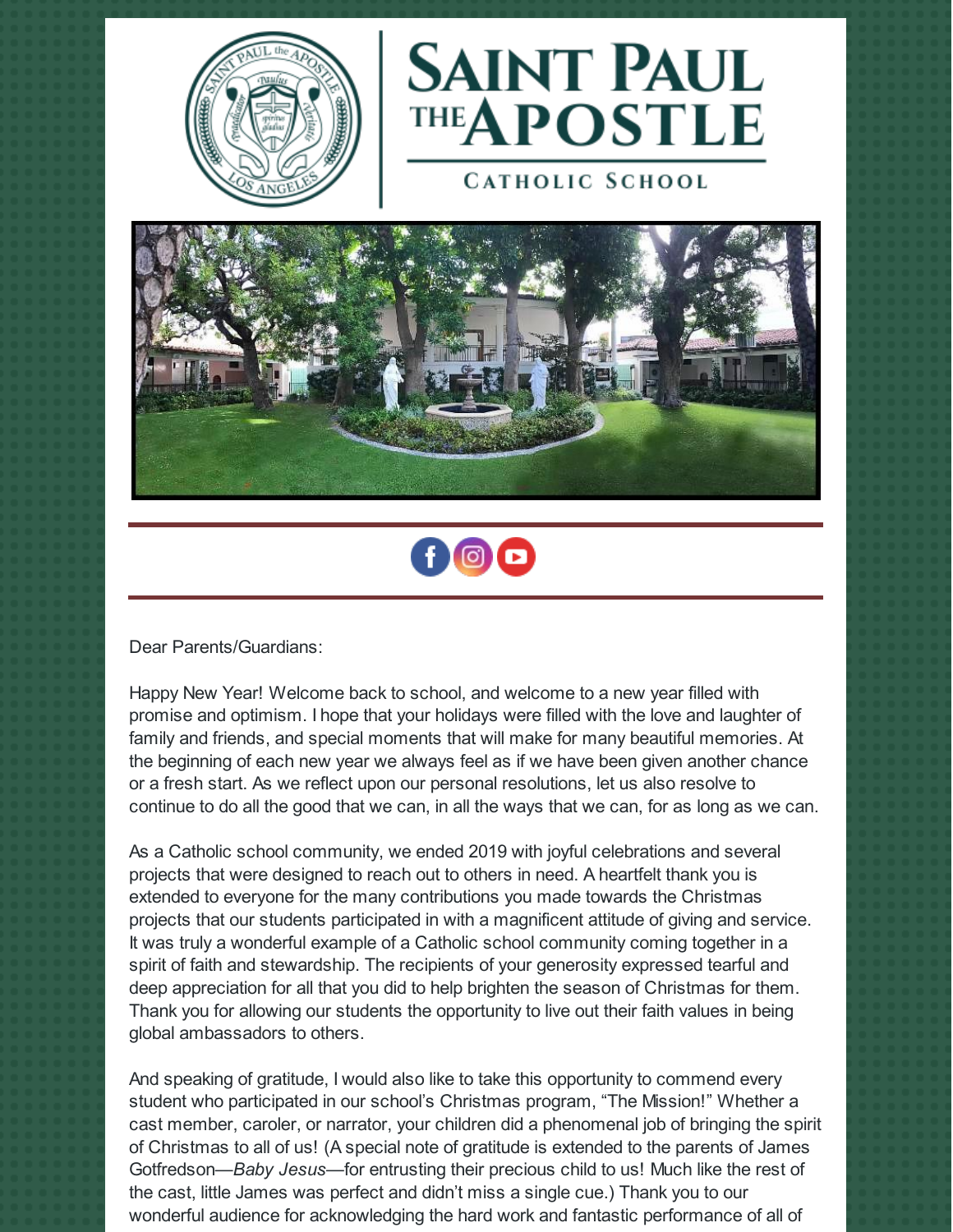# SAINT PAUL THE APOSTLE

CATHOLIC SCHOOL

Dear Parents/Guardians:

Happy New Year! Welcome back to school, and welcome to a new year filled with promise and optimism. I hope that your holidays were filled with the love and laughter of family and friends, and special moments that will make for many beautiful memories. At the beginning of each new year we always feel as if we have been given another chance or a fresh start. As we reflect upon our personal resolutions, let us also resolve to continue to do all the good that we can, in all the ways that we can, for as long as we can.

As a Catholic school community, we ended 2019 with joyful celebrations and several projects that were designed to reach out to others in need. A heartfelt thank you is extended to everyone for the many contributions you made towards the Christmas projects that our students participated in with a magnificent attitude of giving and service. It was truly a wonderful example of a Catholic school community coming together in a spirit of faith and stewardship. The recipients of your generosity expressed tearful and deep appreciation for all that you did to help brighten the season of Christmas for them. Thank you for allowing our students the opportunity to live out their faith values in being global ambassadors to others.

And speaking of gratitude, I would also like to take this opportunity to commend every student who participated in our school's Christmas program, "The Mission!" Whether a cast member, caroler, or narrator, your children did a phenomenal job of bringing the spirit of Christmas to all of us! (A special note of gratitude is extended to the parents of James Gotfredson—*Baby Jesus*—for entrusting their precious child to us! Much like the rest of the cast, little James was perfect and didn't miss a single cue.) Thank you to our wonderful audience for acknowledging the hard work and fantastic performance of all of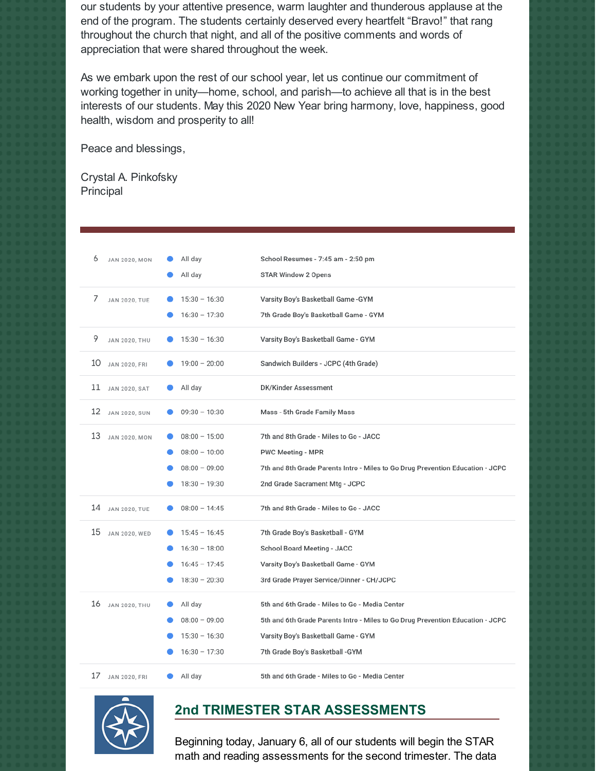our students by your attentive presence, warm laughter and thunderous applause at the end of the program. The students certainly deserved every heartfelt "Bravo!" that rang throughout the church that night, and all of the positive comments and words of appreciation that were shared throughout the week.

As we embark upon the rest of our school year, let us continue our commitment of working together in unity—home, school, and parish—to achieve all that is in the best interests of our students. May this 2020 New Year bring harmony, love, happiness, good health, wisdom and prosperity to all!

Peace and blessings,

Crystal A. Pinkofsky
Principal

| Date | Day | Time | Event |
|---|---|---|---|
| 6 | JAN 2020, MON | All day | School Resumes - 7:45 am - 2:50 pm |
| | | All day | STAR Window 2 Opens |
| 7 | JAN 2020, TUE | 15:30 – 16:30 | Varsity Boy's Basketball Game -GYM |
| | | 16:30 – 17:30 | 7th Grade Boy's Basketball Game - GYM |
| 9 | JAN 2020, THU | 15:30 – 16:30 | Varsity Boy's Basketball Game - GYM |
| 10 | JAN 2020, FRI | 19:00 – 20:00 | Sandwich Builders - JCPC (4th Grade) |
| 11 | JAN 2020, SAT | All day | DK/Kinder Assessment |
| 12 | JAN 2020, SUN | 09:30 – 10:30 | Mass - 5th Grade Family Mass |
| 13 | JAN 2020, MON | 08:00 – 15:00 | 7th and 8th Grade - Miles to Go - JACC |
| | | 08:00 – 10:00 | PWC Meeting - MPR |
| | | 08:00 – 09:00 | 7th and 8th Grade Parents Intro - Miles to Go Drug Prevention Education - JCPC |
| | | 18:30 – 19:30 | 2nd Grade Sacrament Mtg - JCPC |
| 14 | JAN 2020, TUE | 08:00 – 14:45 | 7th and 8th Grade - Miles to Go - JACC |
| 15 | JAN 2020, WED | 15:45 – 16:45 | 7th Grade Boy's Basketball - GYM |
| | | 16:30 – 18:00 | School Board Meeting - JACC |
| | | 16:45 – 17:45 | Varsity Boy's Basketball Game - GYM |
| | | 18:30 – 20:30 | 3rd Grade Prayer Service/Dinner - CH/JCPC |
| 16 | JAN 2020, THU | All day | 5th and 6th Grade - Miles to Go - Media Center |
| | | 08:00 – 09:00 | 5th and 6th Grade Parents Intro - Miles to Go Drug Prevention Education - JCPC |
| | | 15:30 – 16:30 | Varsity Boy's Basketball Game - GYM |
| | | 16:30 – 17:30 | 7th Grade Boy's Basketball -GYM |
| 17 | JAN 2020, FRI | All day | 5th and 6th Grade - Miles to Go - Media Center |

## 2nd TRIMESTER STAR ASSESSMENTS

Beginning today, January 6, all of our students will begin the STAR math and reading assessments for the second trimester. The data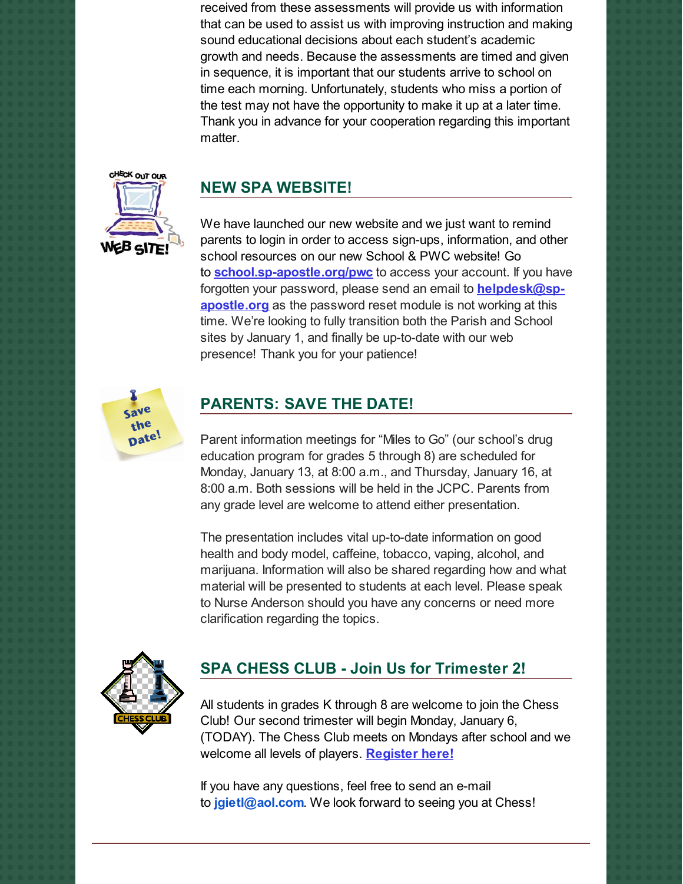received from these assessments will provide us with information that can be used to assist us with improving instruction and making sound educational decisions about each student's academic growth and needs. Because the assessments are timed and given in sequence, it is important that our students arrive to school on time each morning. Unfortunately, students who miss a portion of the test may not have the opportunity to make it up at a later time. Thank you in advance for your cooperation regarding this important matter.

## NEW SPA WEBSITE!

We have launched our new website and we just want to remind parents to login in order to access sign-ups, information, and other school resources on our new School & PWC website! Go to **school.sp-apostle.org/pwc** to access your account. If you have forgotten your password, please send an email to **helpdesk@sp-apostle.org** as the password reset module is not working at this time. We're looking to fully transition both the Parish and School sites by January 1, and finally be up-to-date with our web presence! Thank you for your patience!

## PARENTS: SAVE THE DATE!

Parent information meetings for "Miles to Go" (our school's drug education program for grades 5 through 8) are scheduled for Monday, January 13, at 8:00 a.m., and Thursday, January 16, at 8:00 a.m. Both sessions will be held in the JCPC. Parents from any grade level are welcome to attend either presentation.

The presentation includes vital up-to-date information on good health and body model, caffeine, tobacco, vaping, alcohol, and marijuana. Information will also be shared regarding how and what material will be presented to students at each level. Please speak to Nurse Anderson should you have any concerns or need more clarification regarding the topics.

## SPA CHESS CLUB - Join Us for Trimester 2!

All students in grades K through 8 are welcome to join the Chess Club! Our second trimester will begin Monday, January 6, (TODAY). The Chess Club meets on Mondays after school and we welcome all levels of players. **Register here!**

If you have any questions, feel free to send an e-mail to **jgietl@aol.com**. We look forward to seeing you at Chess!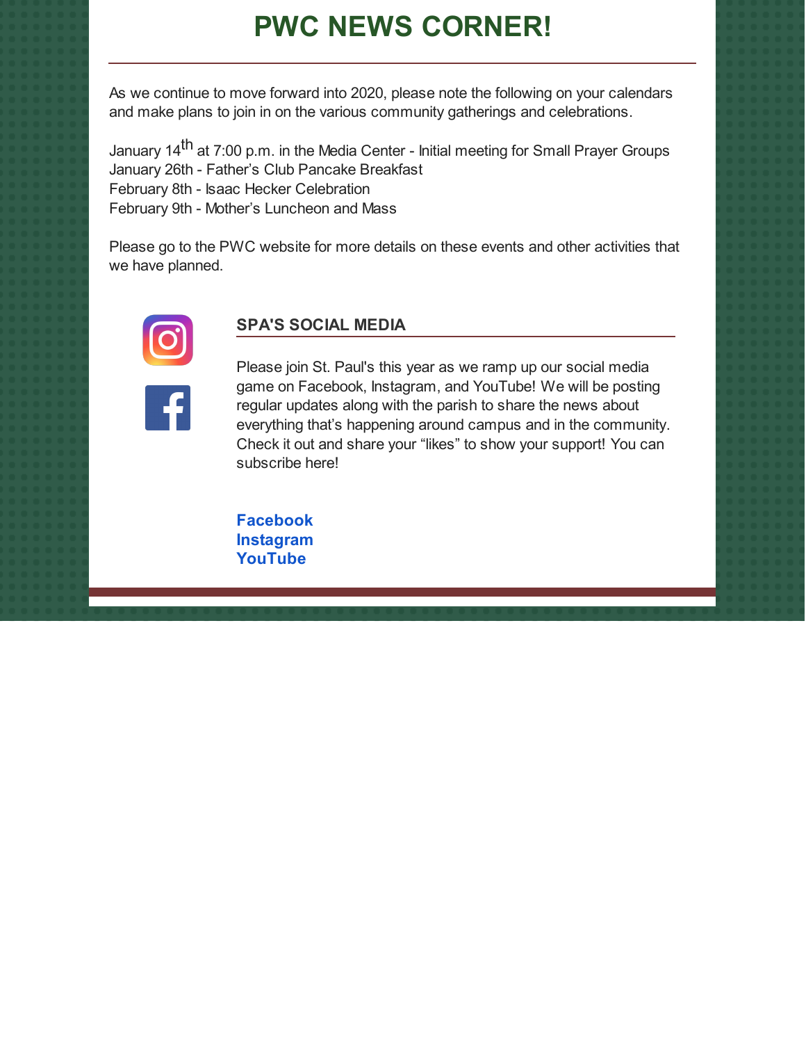# PWC NEWS CORNER!

As we continue to move forward into 2020, please note the following on your calendars and make plans to join in on the various community gatherings and celebrations.

January 14th at 7:00 p.m. in the Media Center - Initial meeting for Small Prayer Groups
January 26th - Father's Club Pancake Breakfast
February 8th - Isaac Hecker Celebration
February 9th - Mother's Luncheon and Mass

Please go to the PWC website for more details on these events and other activities that we have planned.

## SPA'S SOCIAL MEDIA

Please join St. Paul's this year as we ramp up our social media game on Facebook, Instagram, and YouTube! We will be posting regular updates along with the parish to share the news about everything that's happening around campus and in the community. Check it out and share your "likes" to show your support! You can subscribe here!

**Facebook**
**Instagram**
**YouTube**